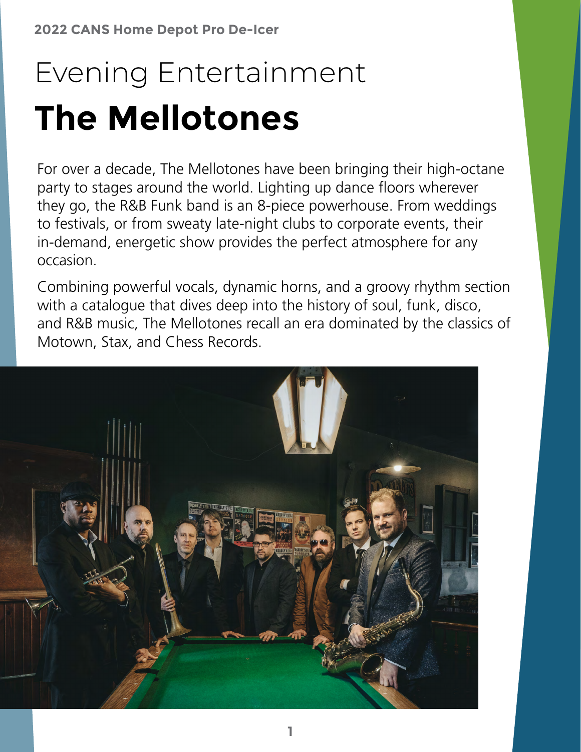**2022 CANS Home Depot Pro De-Icer**

# Evening Entertainment

# **The Mellotones**

For over a decade, The Mellotones have been bringing their high-octane party to stages around the world. Lighting up dance floors wherever they go, the R&B Funk band is an 8-piece powerhouse. From weddings to festivals, or from sweaty late-night clubs to corporate events, their in-demand, energetic show provides the perfect atmosphere for any occasion.

Combining powerful vocals, dynamic horns, and a groovy rhythm section with a catalogue that dives deep into the history of soul, funk, disco, and R&B music, The Mellotones recall an era dominated by the classics of Motown, Stax, and Chess Records.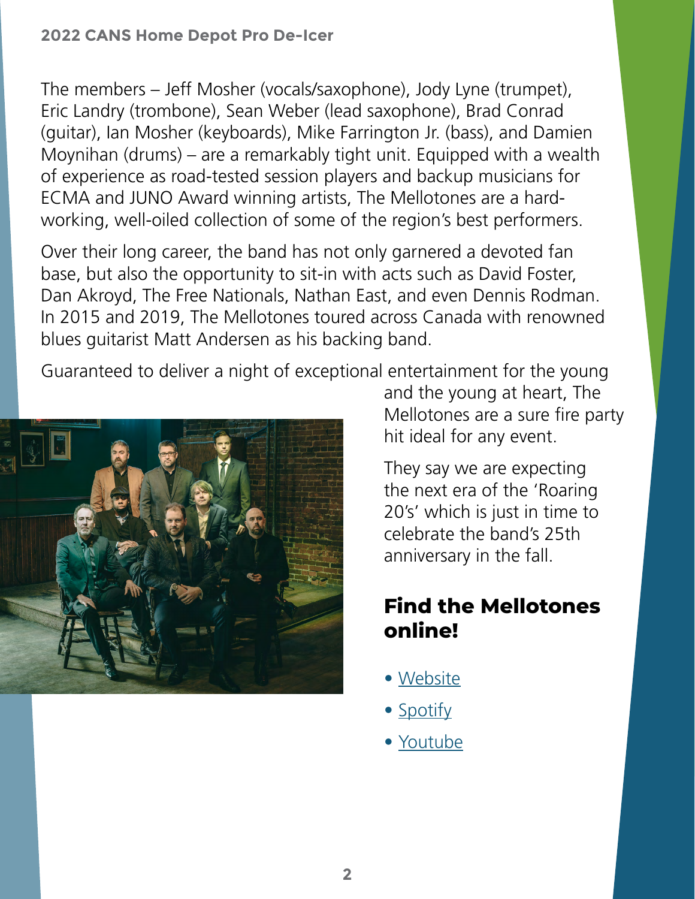The members – Jeff Mosher (vocals/saxophone), Jody Lyne (trumpet), Eric Landry (trombone), Sean Weber (lead saxophone), Brad Conrad (guitar), Ian Mosher (keyboards), Mike Farrington Jr. (bass), and Damien Moynihan (drums) – are a remarkably tight unit. Equipped with a wealth of experience as road-tested session players and backup musicians for ECMA and JUNO Award winning artists, The Mellotones are a hard-working, well-oiled collection of some of the region's best performers.

Over their long career, the band has not only garnered a devoted fan base, but also the opportunity to sit-in with acts such as David Foster, Dan Akroyd, The Free Nationals, Nathan East, and even Dennis Rodman. In 2015 and 2019, The Mellotones toured across Canada with renowned blues guitarist Matt Andersen as his backing band.

Guaranteed to deliver a night of exceptional entertainment for the young and the young at heart, The Mellotones are a sure fire party hit ideal for any event.

They say we are expecting the next era of the 'Roaring 20's' which is just in time to celebrate the band's 25th anniversary in the fall.

## Find the Mellotones online!

- Website
- Spotify
- Youtube